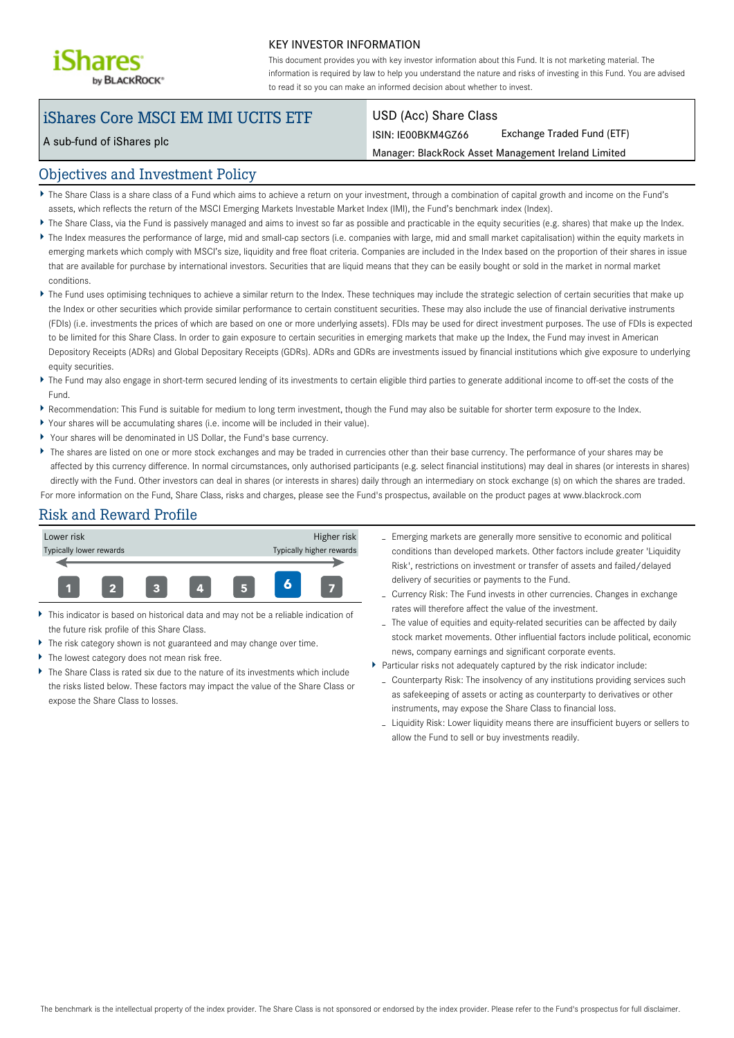iShares by BLACKROCK®

## KEY INVESTOR INFORMATION

This document provides you with key investor information about this Fund. It is not marketing material. The information is required by law to help you understand the nature and risks of investing in this Fund. You are advised to read it so you can make an informed decision about whether to invest.

# iShares Core MSCI EM IMI UCITS ETF

A sub-fund of iShares plc

USD (Acc) Share Class

ISIN: IE00BKM4GZ66 | Exchange Traded Fund (ETF)

Manager: BlackRock Asset Management Ireland Limited

## Objectives and Investment Policy

- The Share Class is a share class of a Fund which aims to achieve a return on your investment, through a combination of capital growth and income on the Fund's assets, which reflects the return of the MSCI Emerging Markets Investable Market Index (IMI), the Fund's benchmark index (Index).
- The Share Class, via the Fund is passively managed and aims to invest so far as possible and practicable in the equity securities (e.g. shares) that make up the Index.
- The Index measures the performance of large, mid and small-cap sectors (i.e. companies with large, mid and small market capitalisation) within the equity markets in emerging markets which comply with MSCI's size, liquidity and free float criteria. Companies are included in the Index based on the proportion of their shares in issue that are available for purchase by international investors. Securities that are liquid means that they can be easily bought or sold in the market in normal market conditions.
- The Fund uses optimising techniques to achieve a similar return to the Index. These techniques may include the strategic selection of certain securities that make up the Index or other securities which provide similar performance to certain constituent securities. These may also include the use of financial derivative instruments (FDIs) (i.e. investments the prices of which are based on one or more underlying assets). FDIs may be used for direct investment purposes. The use of FDIs is expected to be limited for this Share Class. In order to gain exposure to certain securities in emerging markets that make up the Index, the Fund may invest in American Depository Receipts (ADRs) and Global Depositary Receipts (GDRs). ADRs and GDRs are investments issued by financial institutions which give exposure to underlying equity securities.
- The Fund may also engage in short-term secured lending of its investments to certain eligible third parties to generate additional income to off-set the costs of the Fund.
- Recommendation: This Fund is suitable for medium to long term investment, though the Fund may also be suitable for shorter term exposure to the Index.
- Your shares will be accumulating shares (i.e. income will be included in their value).
- Your shares will be denominated in US Dollar, the Fund's base currency.
- The shares are listed on one or more stock exchanges and may be traded in currencies other than their base currency. The performance of your shares may be affected by this currency difference. In normal circumstances, only authorised participants (e.g. select financial institutions) may deal in shares (or interests in shares) directly with the Fund. Other investors can deal in shares (or interests in shares) daily through an intermediary on stock exchange (s) on which the shares are traded.

For more information on the Fund, Share Class, risks and charges, please see the Fund's prospectus, available on the product pages at www.blackrock.com

## Risk and Reward Profile

| Lower risk | | | | | | Higher risk |
|---|---|---|---|---|---|---|
| Typically lower rewards | | | | | | Typically higher rewards |
| 1 | 2 | 3 | 4 | 5 | **6** | 7 |

- This indicator is based on historical data and may not be a reliable indication of the future risk profile of this Share Class.
- The risk category shown is not guaranteed and may change over time.
- The lowest category does not mean risk free.
- The Share Class is rated six due to the nature of its investments which include the risks listed below. These factors may impact the value of the Share Class or expose the Share Class to losses.
  - Emerging markets are generally more sensitive to economic and political conditions than developed markets. Other factors include greater 'Liquidity Risk', restrictions on investment or transfer of assets and failed/delayed delivery of securities or payments to the Fund.
  - Currency Risk: The Fund invests in other currencies. Changes in exchange rates will therefore affect the value of the investment.
  - The value of equities and equity-related securities can be affected by daily stock market movements. Other influential factors include political, economic news, company earnings and significant corporate events.
- Particular risks not adequately captured by the risk indicator include:
  - Counterparty Risk: The insolvency of any institutions providing services such as safekeeping of assets or acting as counterparty to derivatives or other instruments, may expose the Share Class to financial loss.
  - Liquidity Risk: Lower liquidity means there are insufficient buyers or sellers to allow the Fund to sell or buy investments readily.

The benchmark is the intellectual property of the index provider. The Share Class is not sponsored or endorsed by the index provider. Please refer to the Fund's prospectus for full disclaimer.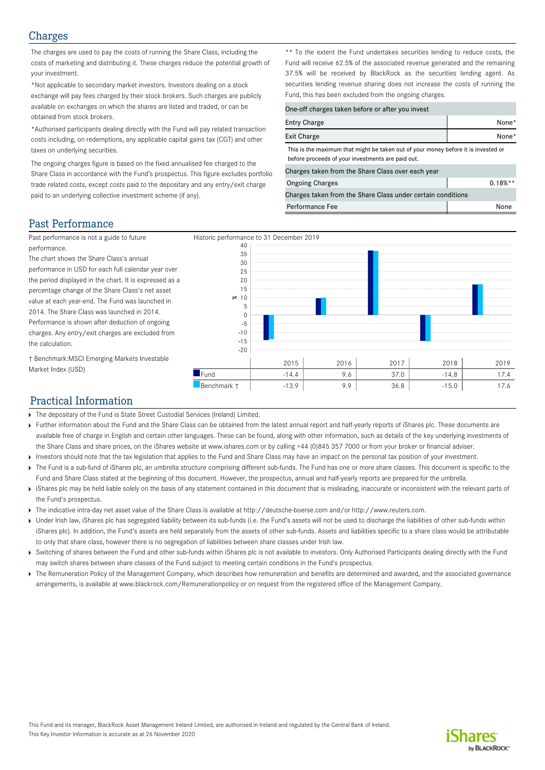## Charges

The charges are used to pay the costs of running the Share Class, including the costs of marketing and distributing it. These charges reduce the potential growth of your investment.

*Not applicable to secondary market investors. Investors dealing on a stock exchange will pay fees charged by their stock brokers. Such charges are publicly available on exchanges on which the shares are listed and traded, or can be obtained from stock brokers.

*Authorised participants dealing directly with the Fund will pay related transaction costs including, on redemptions, any applicable capital gains tax (CGT) and other taxes on underlying securities.

The ongoing charges figure is based on the fixed annualised fee charged to the Share Class in accordance with the Fund's prospectus. This figure excludes portfolio trade related costs, except costs paid to the depositary and any entry/exit charge paid to an underlying collective investment scheme (if any).

** To the extent the Fund undertakes securities lending to reduce costs, the Fund will receive 62.5% of the associated revenue generated and the remaining 37.5% will be received by BlackRock as the securities lending agent. As securities lending revenue sharing does not increase the costs of running the Fund, this has been excluded from the ongoing charges.

| One-off charges taken before or after you invest | |
|---|---|
| Entry Charge | None* |
| Exit Charge | None* |

This is the maximum that might be taken out of your money before it is invested or before proceeds of your investments are paid out.

| Charges taken from the Share Class over each year | |
|---|---|
| Ongoing Charges | 0.18%** |

| Charges taken from the Share Class under certain conditions | |
|---|---|
| Performance Fee | None |

## Past Performance

Past performance is not a guide to future performance.

The chart shows the Share Class's annual performance in USD for each full calendar year over the period displayed in the chart. It is expressed as a percentage change of the Share Class's net asset value at each year-end. The Fund was launched in 2014. The Share Class was launched in 2014.

Performance is shown after deduction of ongoing charges. Any entry/exit charges are excluded from the calculation.

† Benchmark:MSCI Emerging Markets Investable Market Index (USD)

Historic performance to 31 December 2019

%

40
35
30
25
20
15
10
5
0
-5
-10
-15
-20

| | 2015 | 2016 | 2017 | 2018 | 2019 |
|---|---|---|---|---|---|
| Fund | -14.4 | 9.6 | 37.0 | -14.8 | 17.4 |
| Benchmark † | -13.9 | 9.9 | 36.8 | -15.0 | 17.6 |

## Practical Information

- The depositary of the Fund is State Street Custodial Services (Ireland) Limited.
- Further information about the Fund and the Share Class can be obtained from the latest annual report and half-yearly reports of iShares plc. These documents are available free of charge in English and certain other languages. These can be found, along with other information, such as details of the key underlying investments of the Share Class and share prices, on the iShares website at www.ishares.com or by calling +44 (0)845 357 7000 or from your broker or financial adviser.
- Investors should note that the tax legislation that applies to the Fund and Share Class may have an impact on the personal tax position of your investment.
- The Fund is a sub-fund of iShares plc, an umbrella structure comprising different sub-funds. The Fund has one or more share classes. This document is specific to the Fund and Share Class stated at the beginning of this document. However, the prospectus, annual and half-yearly reports are prepared for the umbrella.
- iShares plc may be held liable solely on the basis of any statement contained in this document that is misleading, inaccurate or inconsistent with the relevant parts of the Fund's prospectus.
- The indicative intra-day net asset value of the Share Class is available at http://deutsche-boerse.com and/or http://www.reuters.com.
- Under Irish law, iShares plc has segregated liability between its sub-funds (i.e. the Fund's assets will not be used to discharge the liabilities of other sub-funds within iShares plc). In addition, the Fund's assets are held separately from the assets of other sub-funds. Assets and liabilities specific to a share class would be attributable to only that share class, however there is no segregation of liabilities between share classes under Irish law.
- Switching of shares between the Fund and other sub-funds within iShares plc is not available to investors. Only Authorised Participants dealing directly with the Fund may switch shares between share classes of the Fund subject to meeting certain conditions in the Fund's prospectus.
- The Remuneration Policy of the Management Company, which describes how remuneration and benefits are determined and awarded, and the associated governance arrangements, is available at www.blackrock.com/Remunerationpolicy or on request from the registered office of the Management Company.

This Fund and its manager, BlackRock Asset Management Ireland Limited, are authorised in Ireland and regulated by the Central Bank of Ireland.
This Key Investor Information is accurate as at 26 November 2020